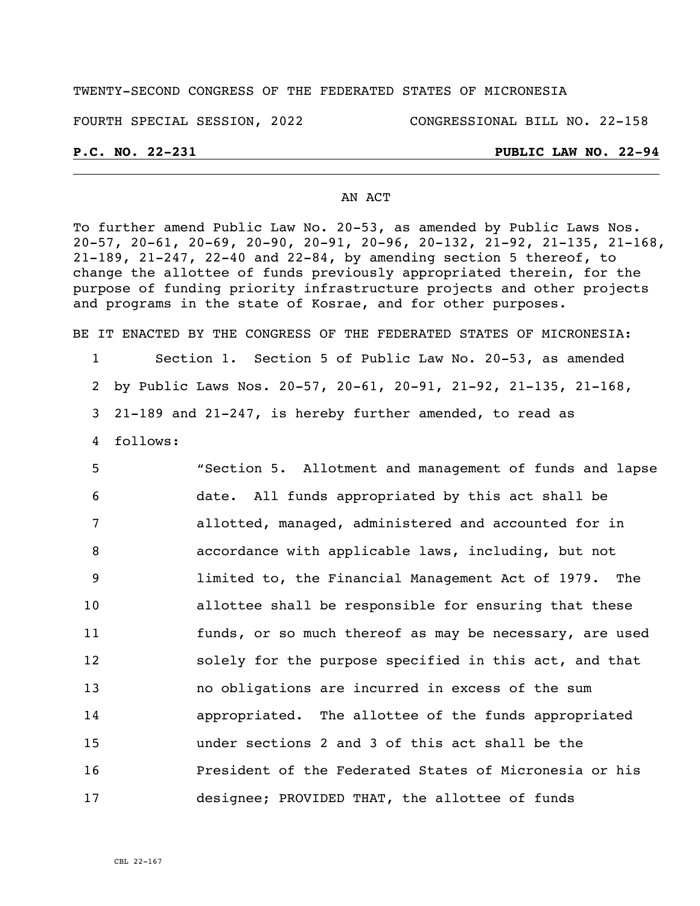TWENTY-SECOND CONGRESS OF THE FEDERATED STATES OF MICRONESIA

FOURTH SPECIAL SESSION, 2022 CONGRESSIONAL BILL NO. 22-158

**P.C. NO. 22-231** **PUBLIC LAW NO. 22-94**

---

AN ACT

To further amend Public Law No. 20-53, as amended by Public Laws Nos. 20-57, 20-61, 20-69, 20-90, 20-91, 20-96, 20-132, 21-92, 21-135, 21-168, 21-189, 21-247, 22-40 and 22-84, by amending section 5 thereof, to change the allottee of funds previously appropriated therein, for the purpose of funding priority infrastructure projects and other projects and programs in the state of Kosrae, and for other purposes.

BE IT ENACTED BY THE CONGRESS OF THE FEDERATED STATES OF MICRONESIA:

1 Section 1. Section 5 of Public Law No. 20-53, as amended
2 by Public Laws Nos. 20-57, 20-61, 20-91, 21-92, 21-135, 21-168,
3 21-189 and 21-247, is hereby further amended, to read as
4 follows:

5 "Section 5. Allotment and management of funds and lapse
6 date. All funds appropriated by this act shall be
7 allotted, managed, administered and accounted for in
8 accordance with applicable laws, including, but not
9 limited to, the Financial Management Act of 1979. The
10 allottee shall be responsible for ensuring that these
11 funds, or so much thereof as may be necessary, are used
12 solely for the purpose specified in this act, and that
13 no obligations are incurred in excess of the sum
14 appropriated. The allottee of the funds appropriated
15 under sections 2 and 3 of this act shall be the
16 President of the Federated States of Micronesia or his
17 designee; PROVIDED THAT, the allottee of funds

CBL 22-167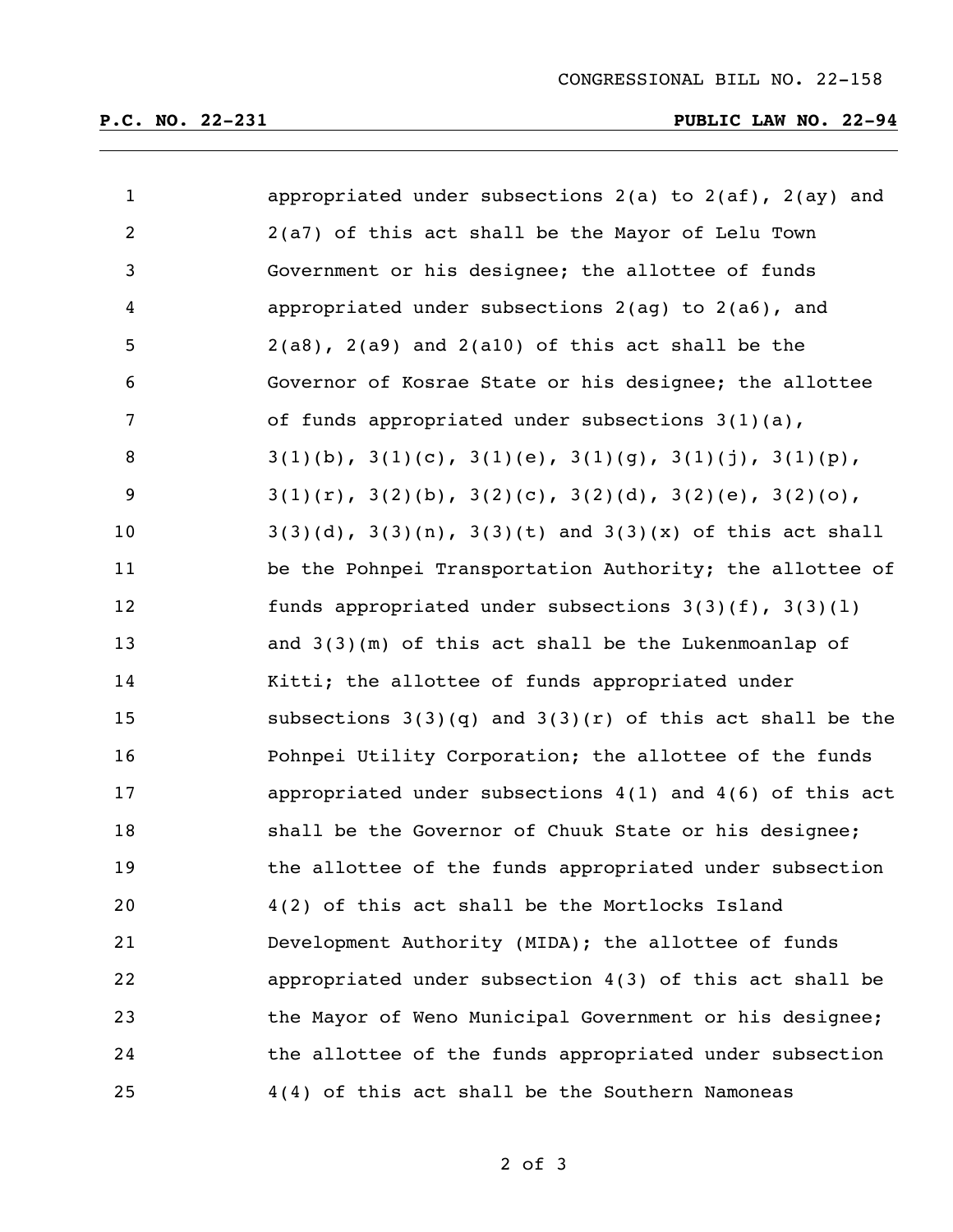appropriated under subsections 2(a) to 2(af), 2(ay) and 2(a7) of this act shall be the Mayor of Lelu Town Government or his designee; the allottee of funds appropriated under subsections 2(ag) to 2(a6), and 2(a8), 2(a9) and 2(a10) of this act shall be the Governor of Kosrae State or his designee; the allottee of funds appropriated under subsections 3(1)(a), 3(1)(b), 3(1)(c), 3(1)(e), 3(1)(g), 3(1)(j), 3(1)(p), 3(1)(r), 3(2)(b), 3(2)(c), 3(2)(d), 3(2)(e), 3(2)(o), 3(3)(d), 3(3)(n), 3(3)(t) and 3(3)(x) of this act shall be the Pohnpei Transportation Authority; the allottee of funds appropriated under subsections 3(3)(f), 3(3)(l) and 3(3)(m) of this act shall be the Lukenmoanlap of Kitti; the allottee of funds appropriated under subsections 3(3)(q) and 3(3)(r) of this act shall be the Pohnpei Utility Corporation; the allottee of the funds appropriated under subsections 4(1) and 4(6) of this act shall be the Governor of Chuuk State or his designee; the allottee of the funds appropriated under subsection 4(2) of this act shall be the Mortlocks Island Development Authority (MIDA); the allottee of funds appropriated under subsection 4(3) of this act shall be the Mayor of Weno Municipal Government or his designee; the allottee of the funds appropriated under subsection 4(4) of this act shall be the Southern Namoneas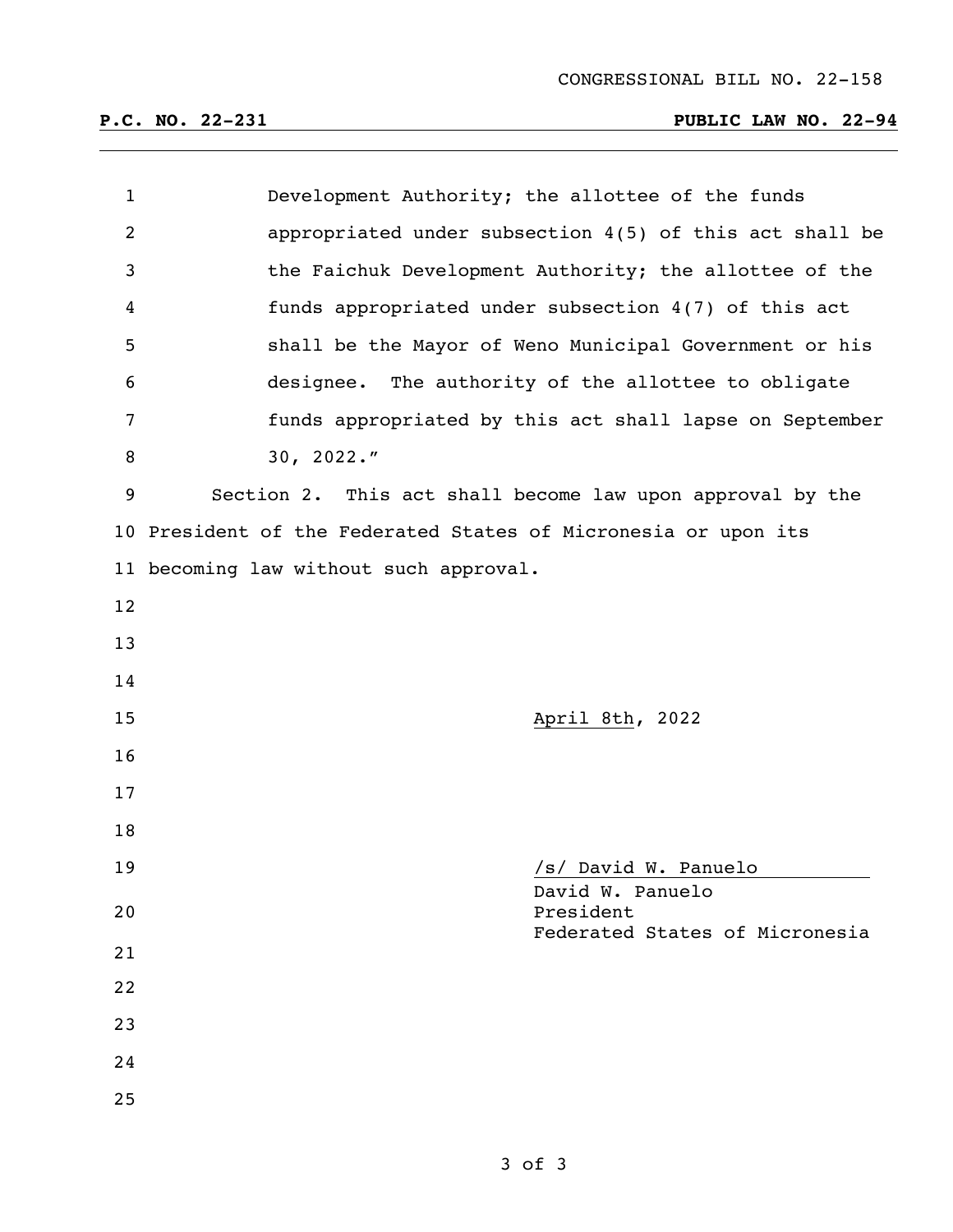Development Authority; the allottee of the funds appropriated under subsection 4(5) of this act shall be the Faichuk Development Authority; the allottee of the funds appropriated under subsection 4(7) of this act shall be the Mayor of Weno Municipal Government or his designee. The authority of the allottee to obligate funds appropriated by this act shall lapse on September 30, 2022."

Section 2. This act shall become law upon approval by the President of the Federated States of Micronesia or upon its becoming law without such approval.

April 8th, 2022

/s/ David W. Panuelo
David W. Panuelo
President
Federated States of Micronesia